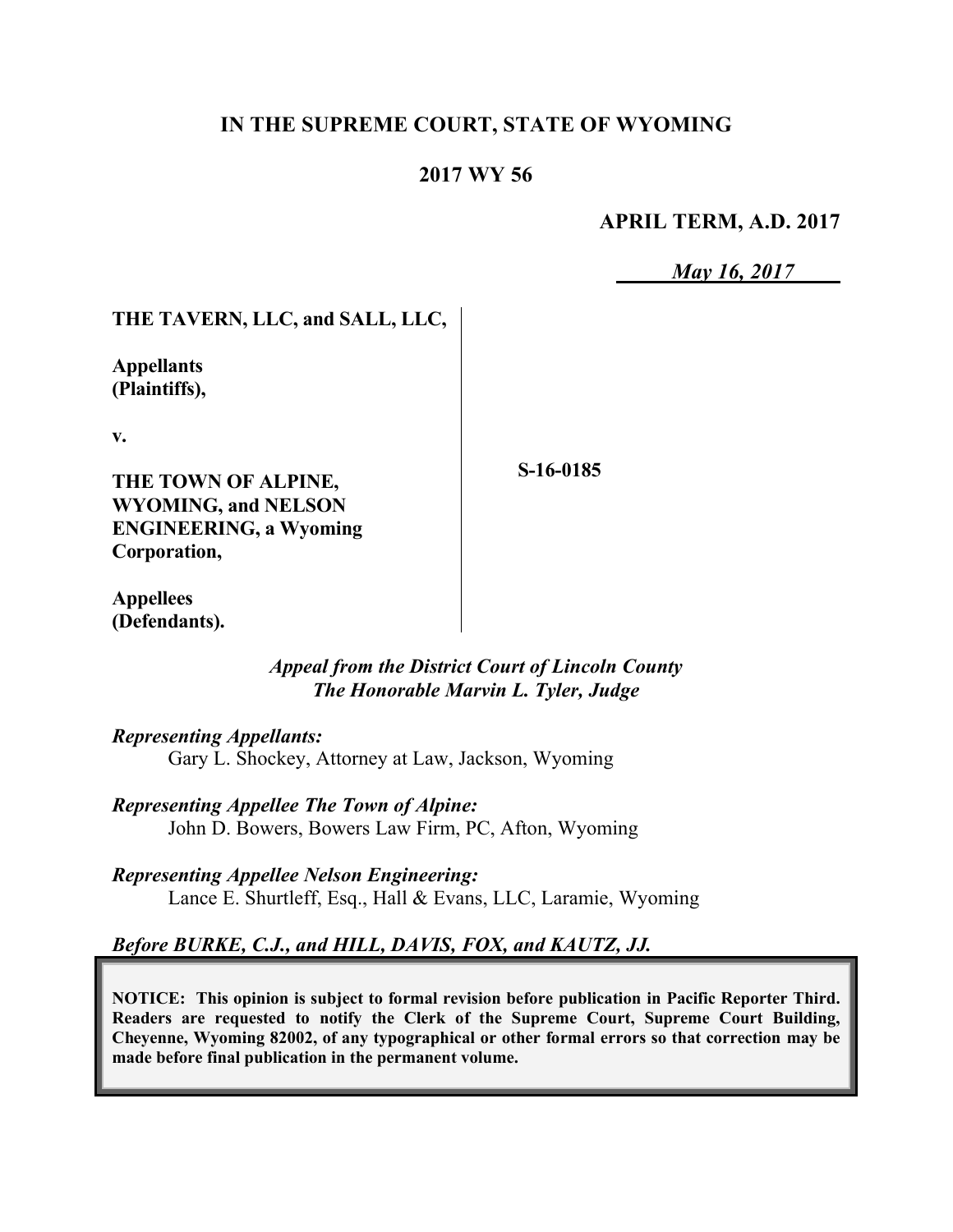**IN THE SUPREME COURT, STATE OF WYOMING**

**2017 WY 56**

**APRIL TERM, A.D. 2017**

*May 16, 2017*

**THE TAVERN, LLC, and SALL, LLC,**

**Appellants (Plaintiffs),**

**v.**

**THE TOWN OF ALPINE, WYOMING, and NELSON ENGINEERING, a Wyoming Corporation,**

**Appellees (Defendants).**

**S-16-0185**

***Appeal from the District Court of Lincoln County***
***The Honorable Marvin L. Tyler, Judge***

***Representing Appellants:***
Gary L. Shockey, Attorney at Law, Jackson, Wyoming

***Representing Appellee The Town of Alpine:***
John D. Bowers, Bowers Law Firm, PC, Afton, Wyoming

***Representing Appellee Nelson Engineering:***
Lance E. Shurtleff, Esq., Hall & Evans, LLC, Laramie, Wyoming

***Before BURKE, C.J., and HILL, DAVIS, FOX, and KAUTZ, JJ.***

**NOTICE: This opinion is subject to formal revision before publication in Pacific Reporter Third. Readers are requested to notify the Clerk of the Supreme Court, Supreme Court Building, Cheyenne, Wyoming 82002, of any typographical or other formal errors so that correction may be made before final publication in the permanent volume.**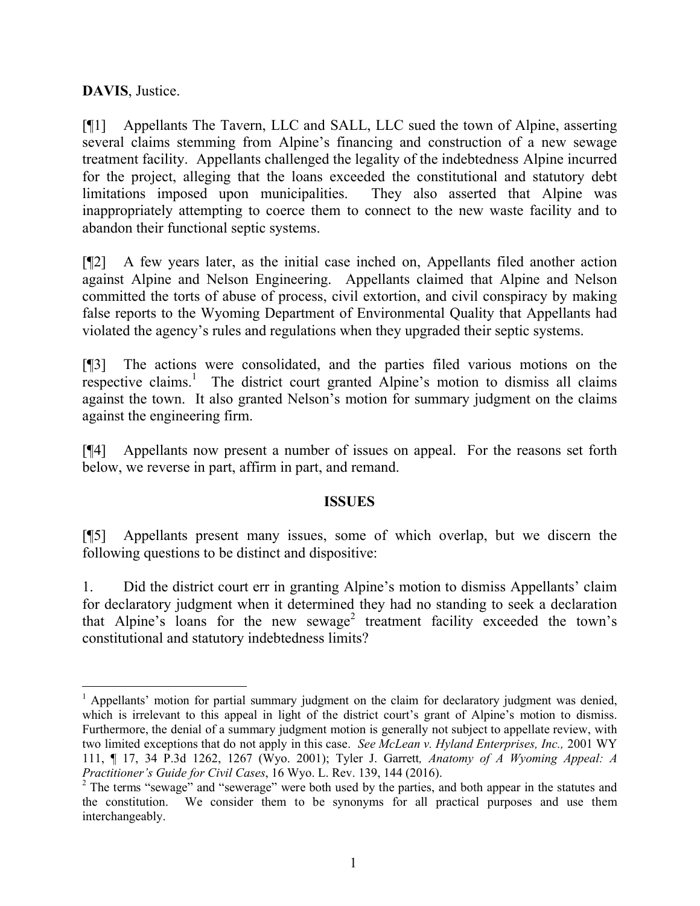**DAVIS**, Justice.

[¶1] Appellants The Tavern, LLC and SALL, LLC sued the town of Alpine, asserting several claims stemming from Alpine's financing and construction of a new sewage treatment facility. Appellants challenged the legality of the indebtedness Alpine incurred for the project, alleging that the loans exceeded the constitutional and statutory debt limitations imposed upon municipalities. They also asserted that Alpine was inappropriately attempting to coerce them to connect to the new waste facility and to abandon their functional septic systems.

[¶2] A few years later, as the initial case inched on, Appellants filed another action against Alpine and Nelson Engineering. Appellants claimed that Alpine and Nelson committed the torts of abuse of process, civil extortion, and civil conspiracy by making false reports to the Wyoming Department of Environmental Quality that Appellants had violated the agency's rules and regulations when they upgraded their septic systems.

[¶3] The actions were consolidated, and the parties filed various motions on the respective claims.[1] The district court granted Alpine's motion to dismiss all claims against the town. It also granted Nelson's motion for summary judgment on the claims against the engineering firm.

[¶4] Appellants now present a number of issues on appeal. For the reasons set forth below, we reverse in part, affirm in part, and remand.

**ISSUES**

[¶5] Appellants present many issues, some of which overlap, but we discern the following questions to be distinct and dispositive:

1. Did the district court err in granting Alpine's motion to dismiss Appellants' claim for declaratory judgment when it determined they had no standing to seek a declaration that Alpine's loans for the new sewage[2] treatment facility exceeded the town's constitutional and statutory indebtedness limits?

[1] Appellants' motion for partial summary judgment on the claim for declaratory judgment was denied, which is irrelevant to this appeal in light of the district court's grant of Alpine's motion to dismiss. Furthermore, the denial of a summary judgment motion is generally not subject to appellate review, with two limited exceptions that do not apply in this case. *See McLean v. Hyland Enterprises, Inc.,* 2001 WY 111, ¶ 17, 34 P.3d 1262, 1267 (Wyo. 2001); Tyler J. Garrett*, Anatomy of A Wyoming Appeal: A Practitioner's Guide for Civil Cases*, 16 Wyo. L. Rev. 139, 144 (2016).

[2] The terms "sewage" and "sewerage" were both used by the parties, and both appear in the statutes and the constitution. We consider them to be synonyms for all practical purposes and use them interchangeably.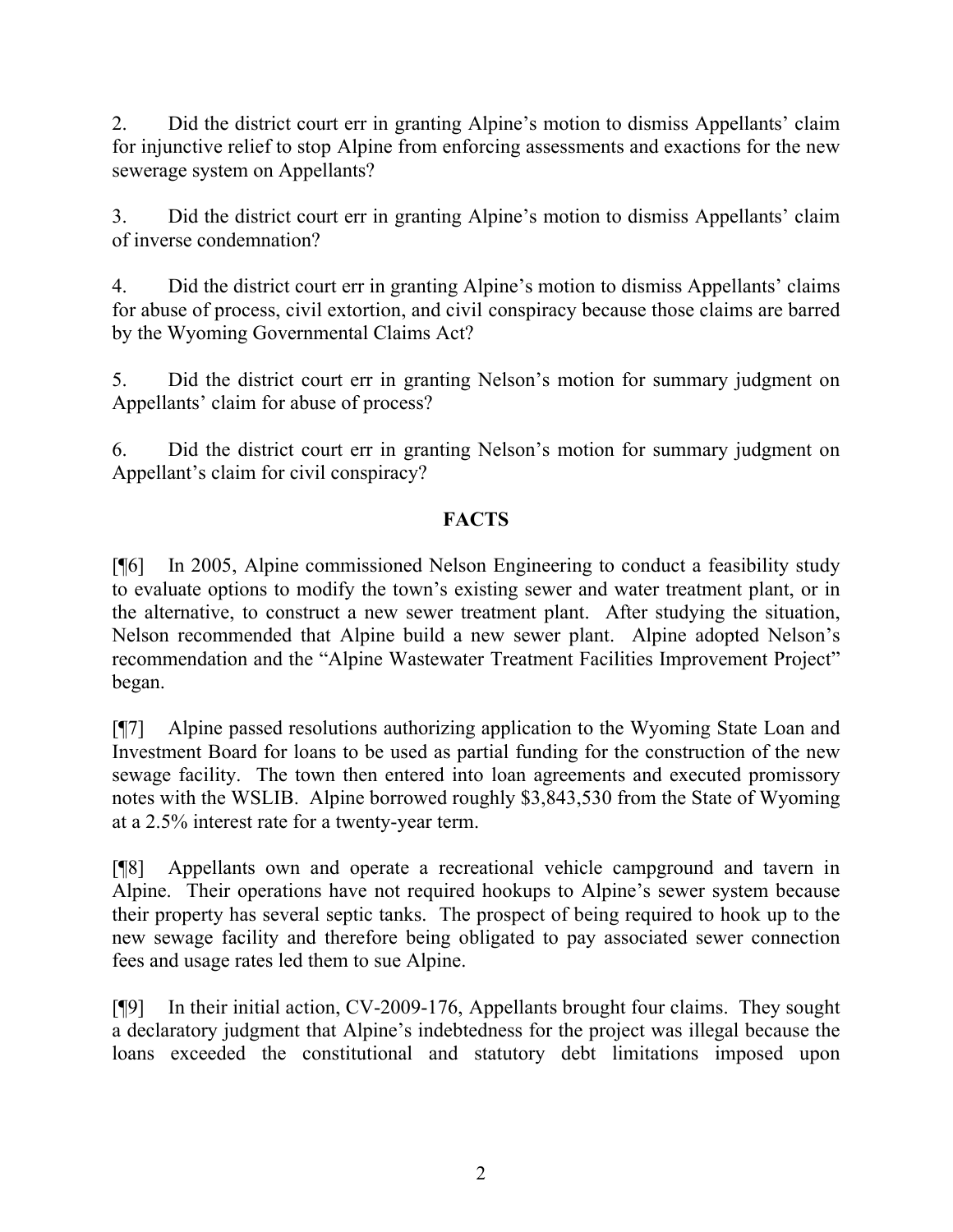2. Did the district court err in granting Alpine's motion to dismiss Appellants' claim for injunctive relief to stop Alpine from enforcing assessments and exactions for the new sewerage system on Appellants?

3. Did the district court err in granting Alpine's motion to dismiss Appellants' claim of inverse condemnation?

4. Did the district court err in granting Alpine's motion to dismiss Appellants' claims for abuse of process, civil extortion, and civil conspiracy because those claims are barred by the Wyoming Governmental Claims Act?

5. Did the district court err in granting Nelson's motion for summary judgment on Appellants' claim for abuse of process?

6. Did the district court err in granting Nelson's motion for summary judgment on Appellant's claim for civil conspiracy?

## FACTS

[¶6] In 2005, Alpine commissioned Nelson Engineering to conduct a feasibility study to evaluate options to modify the town's existing sewer and water treatment plant, or in the alternative, to construct a new sewer treatment plant. After studying the situation, Nelson recommended that Alpine build a new sewer plant. Alpine adopted Nelson's recommendation and the "Alpine Wastewater Treatment Facilities Improvement Project" began.

[¶7] Alpine passed resolutions authorizing application to the Wyoming State Loan and Investment Board for loans to be used as partial funding for the construction of the new sewage facility. The town then entered into loan agreements and executed promissory notes with the WSLIB. Alpine borrowed roughly $3,843,530 from the State of Wyoming at a 2.5% interest rate for a twenty-year term.

[¶8] Appellants own and operate a recreational vehicle campground and tavern in Alpine. Their operations have not required hookups to Alpine's sewer system because their property has several septic tanks. The prospect of being required to hook up to the new sewage facility and therefore being obligated to pay associated sewer connection fees and usage rates led them to sue Alpine.

[¶9] In their initial action, CV-2009-176, Appellants brought four claims. They sought a declaratory judgment that Alpine's indebtedness for the project was illegal because the loans exceeded the constitutional and statutory debt limitations imposed upon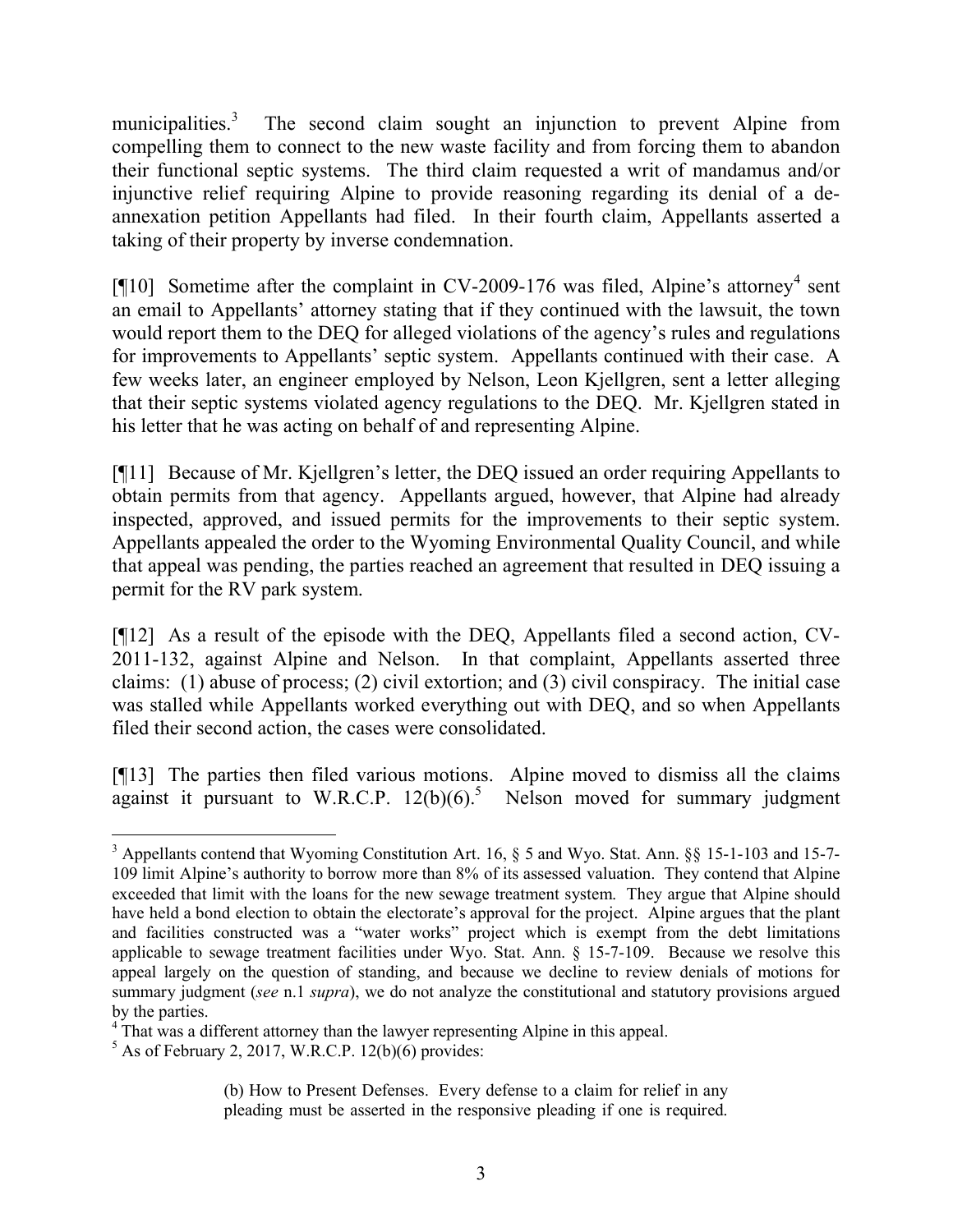municipalities.[3] The second claim sought an injunction to prevent Alpine from compelling them to connect to the new waste facility and from forcing them to abandon their functional septic systems. The third claim requested a writ of mandamus and/or injunctive relief requiring Alpine to provide reasoning regarding its denial of a de-annexation petition Appellants had filed. In their fourth claim, Appellants asserted a taking of their property by inverse condemnation.

[¶10] Sometime after the complaint in CV-2009-176 was filed, Alpine's attorney[4] sent an email to Appellants' attorney stating that if they continued with the lawsuit, the town would report them to the DEQ for alleged violations of the agency's rules and regulations for improvements to Appellants' septic system. Appellants continued with their case. A few weeks later, an engineer employed by Nelson, Leon Kjellgren, sent a letter alleging that their septic systems violated agency regulations to the DEQ. Mr. Kjellgren stated in his letter that he was acting on behalf of and representing Alpine.

[¶11] Because of Mr. Kjellgren's letter, the DEQ issued an order requiring Appellants to obtain permits from that agency. Appellants argued, however, that Alpine had already inspected, approved, and issued permits for the improvements to their septic system. Appellants appealed the order to the Wyoming Environmental Quality Council, and while that appeal was pending, the parties reached an agreement that resulted in DEQ issuing a permit for the RV park system.

[¶12] As a result of the episode with the DEQ, Appellants filed a second action, CV-2011-132, against Alpine and Nelson. In that complaint, Appellants asserted three claims: (1) abuse of process; (2) civil extortion; and (3) civil conspiracy. The initial case was stalled while Appellants worked everything out with DEQ, and so when Appellants filed their second action, the cases were consolidated.

[¶13] The parties then filed various motions. Alpine moved to dismiss all the claims against it pursuant to W.R.C.P. 12(b)(6).[5] Nelson moved for summary judgment

---

[3] Appellants contend that Wyoming Constitution Art. 16, § 5 and Wyo. Stat. Ann. §§ 15-1-103 and 15-7-109 limit Alpine's authority to borrow more than 8% of its assessed valuation. They contend that Alpine exceeded that limit with the loans for the new sewage treatment system. They argue that Alpine should have held a bond election to obtain the electorate's approval for the project. Alpine argues that the plant and facilities constructed was a "water works" project which is exempt from the debt limitations applicable to sewage treatment facilities under Wyo. Stat. Ann. § 15-7-109. Because we resolve this appeal largely on the question of standing, and because we decline to review denials of motions for summary judgment (*see* n.1 *supra*), we do not analyze the constitutional and statutory provisions argued by the parties.

[4] That was a different attorney than the lawyer representing Alpine in this appeal.

[5] As of February 2, 2017, W.R.C.P. 12(b)(6) provides:

> (b) How to Present Defenses. Every defense to a claim for relief in any pleading must be asserted in the responsive pleading if one is required.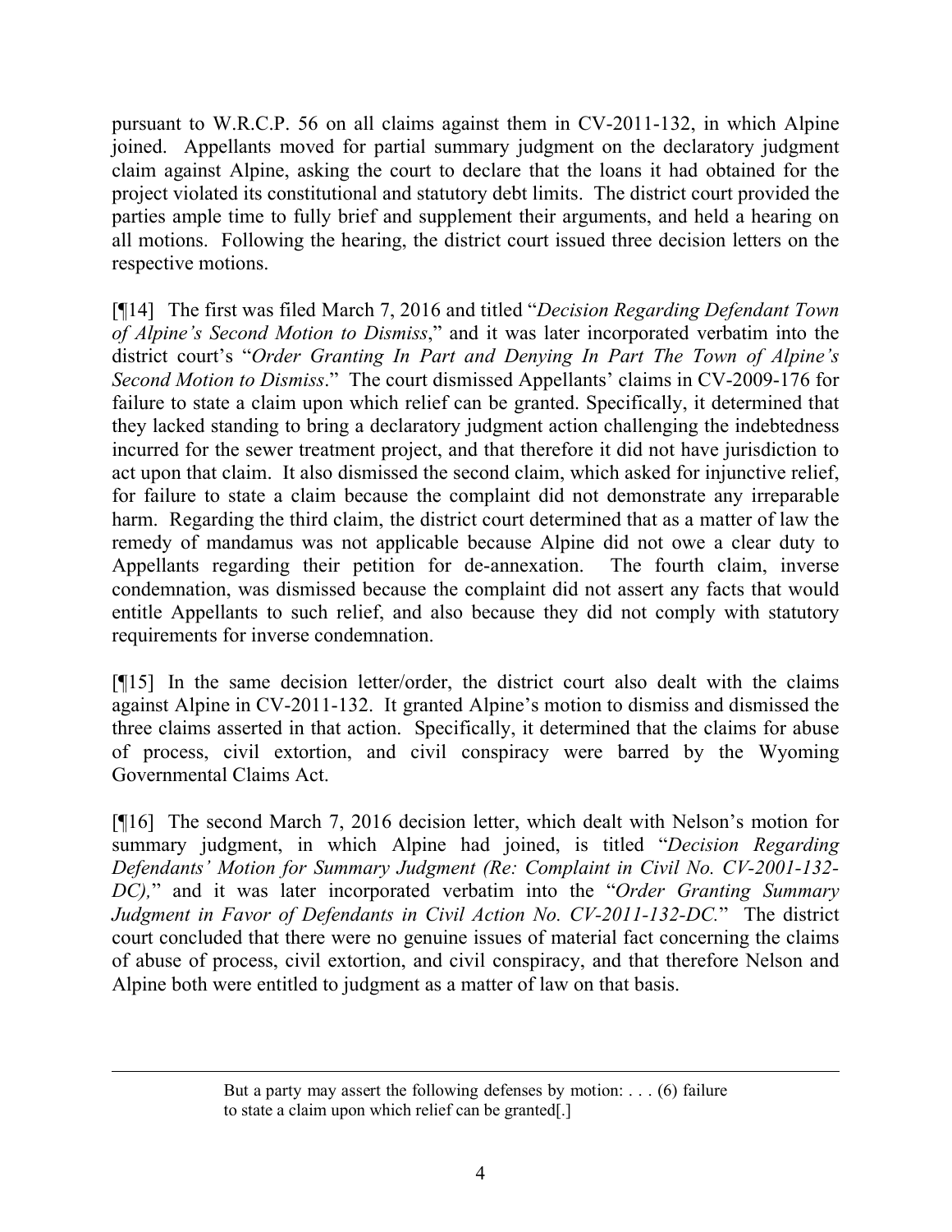pursuant to W.R.C.P. 56 on all claims against them in CV-2011-132, in which Alpine joined. Appellants moved for partial summary judgment on the declaratory judgment claim against Alpine, asking the court to declare that the loans it had obtained for the project violated its constitutional and statutory debt limits. The district court provided the parties ample time to fully brief and supplement their arguments, and held a hearing on all motions. Following the hearing, the district court issued three decision letters on the respective motions.

[¶14] The first was filed March 7, 2016 and titled "*Decision Regarding Defendant Town of Alpine's Second Motion to Dismiss*," and it was later incorporated verbatim into the district court's "*Order Granting In Part and Denying In Part The Town of Alpine's Second Motion to Dismiss*." The court dismissed Appellants' claims in CV-2009-176 for failure to state a claim upon which relief can be granted. Specifically, it determined that they lacked standing to bring a declaratory judgment action challenging the indebtedness incurred for the sewer treatment project, and that therefore it did not have jurisdiction to act upon that claim. It also dismissed the second claim, which asked for injunctive relief, for failure to state a claim because the complaint did not demonstrate any irreparable harm. Regarding the third claim, the district court determined that as a matter of law the remedy of mandamus was not applicable because Alpine did not owe a clear duty to Appellants regarding their petition for de-annexation. The fourth claim, inverse condemnation, was dismissed because the complaint did not assert any facts that would entitle Appellants to such relief, and also because they did not comply with statutory requirements for inverse condemnation.

[¶15] In the same decision letter/order, the district court also dealt with the claims against Alpine in CV-2011-132. It granted Alpine's motion to dismiss and dismissed the three claims asserted in that action. Specifically, it determined that the claims for abuse of process, civil extortion, and civil conspiracy were barred by the Wyoming Governmental Claims Act.

[¶16] The second March 7, 2016 decision letter, which dealt with Nelson's motion for summary judgment, in which Alpine had joined, is titled "*Decision Regarding Defendants' Motion for Summary Judgment (Re: Complaint in Civil No. CV-2001-132-DC),*" and it was later incorporated verbatim into the "*Order Granting Summary Judgment in Favor of Defendants in Civil Action No. CV-2011-132-DC.*" The district court concluded that there were no genuine issues of material fact concerning the claims of abuse of process, civil extortion, and civil conspiracy, and that therefore Nelson and Alpine both were entitled to judgment as a matter of law on that basis.

---

> But a party may assert the following defenses by motion: . . . (6) failure to state a claim upon which relief can be granted[.]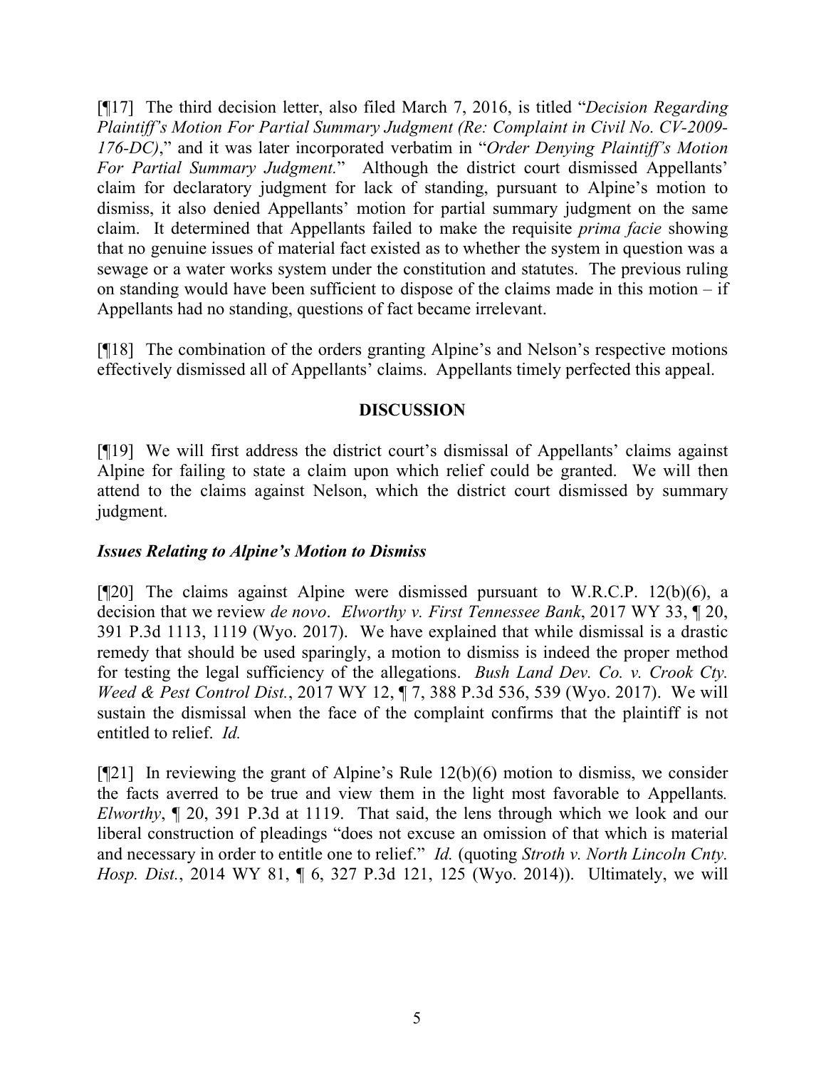[¶17] The third decision letter, also filed March 7, 2016, is titled "*Decision Regarding Plaintiff's Motion For Partial Summary Judgment (Re: Complaint in Civil No. CV-2009-176-DC)*," and it was later incorporated verbatim in "*Order Denying Plaintiff's Motion For Partial Summary Judgment.*" Although the district court dismissed Appellants' claim for declaratory judgment for lack of standing, pursuant to Alpine's motion to dismiss, it also denied Appellants' motion for partial summary judgment on the same claim. It determined that Appellants failed to make the requisite *prima facie* showing that no genuine issues of material fact existed as to whether the system in question was a sewage or a water works system under the constitution and statutes. The previous ruling on standing would have been sufficient to dispose of the claims made in this motion – if Appellants had no standing, questions of fact became irrelevant.

[¶18] The combination of the orders granting Alpine's and Nelson's respective motions effectively dismissed all of Appellants' claims. Appellants timely perfected this appeal.

## DISCUSSION

[¶19] We will first address the district court's dismissal of Appellants' claims against Alpine for failing to state a claim upon which relief could be granted. We will then attend to the claims against Nelson, which the district court dismissed by summary judgment.

### *Issues Relating to Alpine's Motion to Dismiss*

[¶20] The claims against Alpine were dismissed pursuant to W.R.C.P. 12(b)(6), a decision that we review *de novo*. *Elworthy v. First Tennessee Bank*, 2017 WY 33, ¶ 20, 391 P.3d 1113, 1119 (Wyo. 2017). We have explained that while dismissal is a drastic remedy that should be used sparingly, a motion to dismiss is indeed the proper method for testing the legal sufficiency of the allegations. *Bush Land Dev. Co. v. Crook Cty. Weed & Pest Control Dist.*, 2017 WY 12, ¶ 7, 388 P.3d 536, 539 (Wyo. 2017). We will sustain the dismissal when the face of the complaint confirms that the plaintiff is not entitled to relief. *Id.*

[¶21] In reviewing the grant of Alpine's Rule 12(b)(6) motion to dismiss, we consider the facts averred to be true and view them in the light most favorable to Appellants*.* *Elworthy*, ¶ 20, 391 P.3d at 1119. That said, the lens through which we look and our liberal construction of pleadings "does not excuse an omission of that which is material and necessary in order to entitle one to relief." *Id.* (quoting *Stroth v. North Lincoln Cnty. Hosp. Dist.*, 2014 WY 81, ¶ 6, 327 P.3d 121, 125 (Wyo. 2014)). Ultimately, we will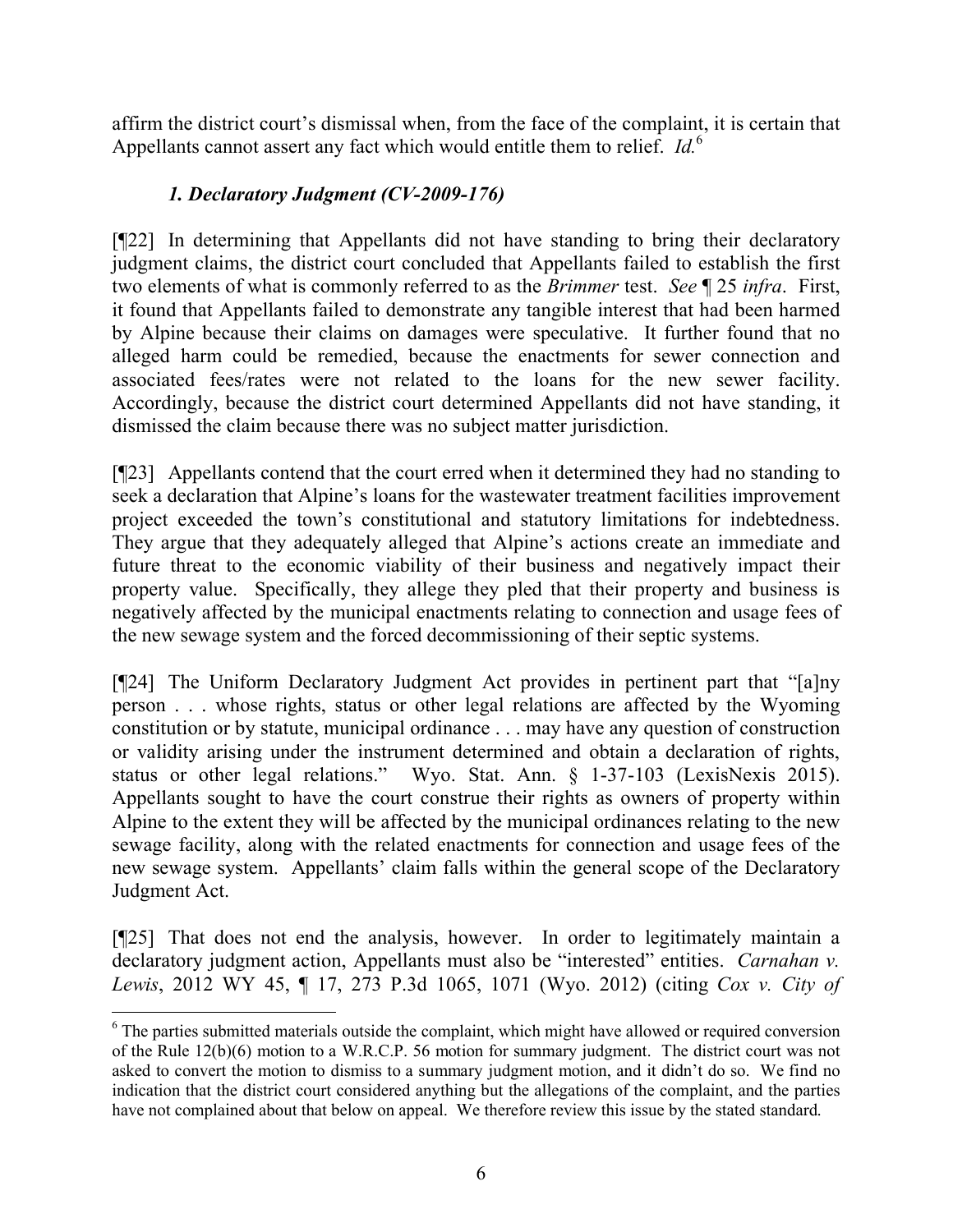affirm the district court's dismissal when, from the face of the complaint, it is certain that Appellants cannot assert any fact which would entitle them to relief. *Id.*[6]

### *1. Declaratory Judgment (CV-2009-176)*

[¶22] In determining that Appellants did not have standing to bring their declaratory judgment claims, the district court concluded that Appellants failed to establish the first two elements of what is commonly referred to as the *Brimmer* test. *See* ¶ 25 *infra*. First, it found that Appellants failed to demonstrate any tangible interest that had been harmed by Alpine because their claims on damages were speculative. It further found that no alleged harm could be remedied, because the enactments for sewer connection and associated fees/rates were not related to the loans for the new sewer facility. Accordingly, because the district court determined Appellants did not have standing, it dismissed the claim because there was no subject matter jurisdiction.

[¶23] Appellants contend that the court erred when it determined they had no standing to seek a declaration that Alpine's loans for the wastewater treatment facilities improvement project exceeded the town's constitutional and statutory limitations for indebtedness. They argue that they adequately alleged that Alpine's actions create an immediate and future threat to the economic viability of their business and negatively impact their property value. Specifically, they allege they pled that their property and business is negatively affected by the municipal enactments relating to connection and usage fees of the new sewage system and the forced decommissioning of their septic systems.

[¶24] The Uniform Declaratory Judgment Act provides in pertinent part that "[a]ny person . . . whose rights, status or other legal relations are affected by the Wyoming constitution or by statute, municipal ordinance . . . may have any question of construction or validity arising under the instrument determined and obtain a declaration of rights, status or other legal relations." Wyo. Stat. Ann. § 1-37-103 (LexisNexis 2015). Appellants sought to have the court construe their rights as owners of property within Alpine to the extent they will be affected by the municipal ordinances relating to the new sewage facility, along with the related enactments for connection and usage fees of the new sewage system. Appellants' claim falls within the general scope of the Declaratory Judgment Act.

[¶25] That does not end the analysis, however. In order to legitimately maintain a declaratory judgment action, Appellants must also be "interested" entities. *Carnahan v. Lewis*, 2012 WY 45, ¶ 17, 273 P.3d 1065, 1071 (Wyo. 2012) (citing *Cox v. City of*

---

[6] The parties submitted materials outside the complaint, which might have allowed or required conversion of the Rule 12(b)(6) motion to a W.R.C.P. 56 motion for summary judgment. The district court was not asked to convert the motion to dismiss to a summary judgment motion, and it didn't do so. We find no indication that the district court considered anything but the allegations of the complaint, and the parties have not complained about that below on appeal. We therefore review this issue by the stated standard.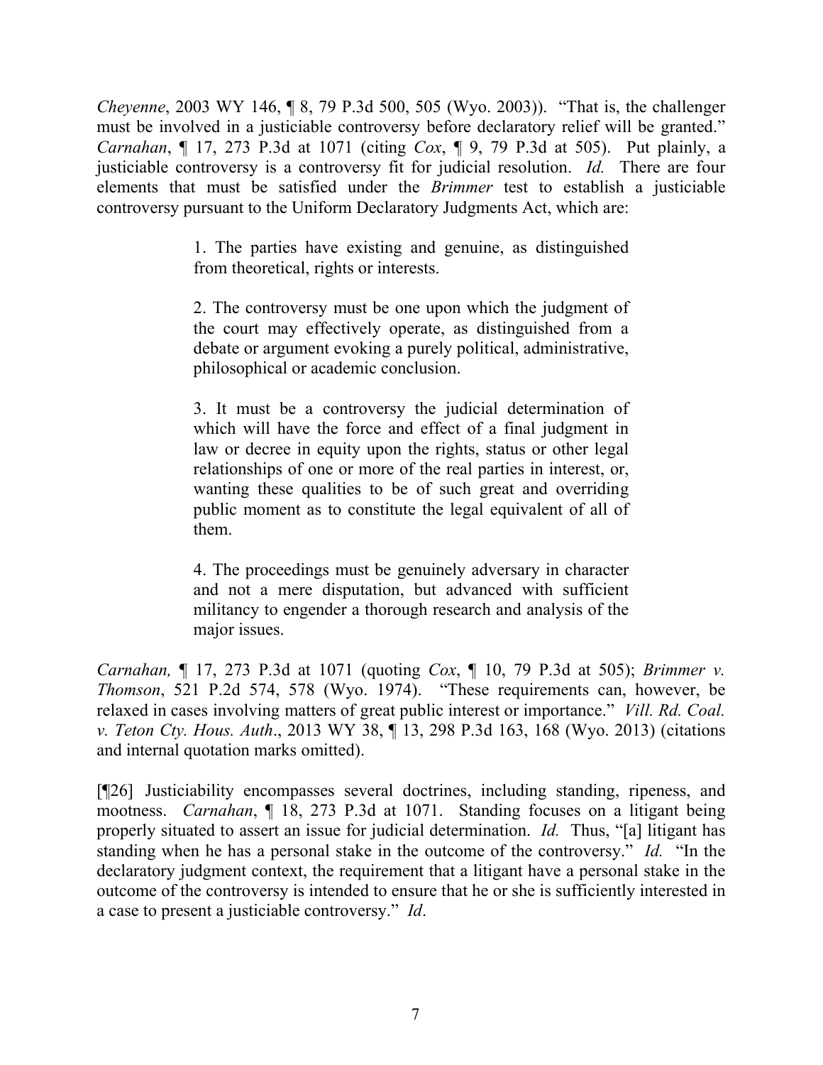*Cheyenne*, 2003 WY 146, ¶ 8, 79 P.3d 500, 505 (Wyo. 2003)). "That is, the challenger must be involved in a justiciable controversy before declaratory relief will be granted." *Carnahan*, ¶ 17, 273 P.3d at 1071 (citing *Cox*, ¶ 9, 79 P.3d at 505). Put plainly, a justiciable controversy is a controversy fit for judicial resolution. *Id.* There are four elements that must be satisfied under the *Brimmer* test to establish a justiciable controversy pursuant to the Uniform Declaratory Judgments Act, which are:

> 1. The parties have existing and genuine, as distinguished from theoretical, rights or interests.
>
> 2. The controversy must be one upon which the judgment of the court may effectively operate, as distinguished from a debate or argument evoking a purely political, administrative, philosophical or academic conclusion.
>
> 3. It must be a controversy the judicial determination of which will have the force and effect of a final judgment in law or decree in equity upon the rights, status or other legal relationships of one or more of the real parties in interest, or, wanting these qualities to be of such great and overriding public moment as to constitute the legal equivalent of all of them.
>
> 4. The proceedings must be genuinely adversary in character and not a mere disputation, but advanced with sufficient militancy to engender a thorough research and analysis of the major issues.

*Carnahan,* ¶ 17, 273 P.3d at 1071 (quoting *Cox*, ¶ 10, 79 P.3d at 505); *Brimmer v. Thomson*, 521 P.2d 574, 578 (Wyo. 1974). "These requirements can, however, be relaxed in cases involving matters of great public interest or importance." *Vill. Rd. Coal. v. Teton Cty. Hous. Auth*., 2013 WY 38, ¶ 13, 298 P.3d 163, 168 (Wyo. 2013) (citations and internal quotation marks omitted).

[¶26] Justiciability encompasses several doctrines, including standing, ripeness, and mootness. *Carnahan*, ¶ 18, 273 P.3d at 1071. Standing focuses on a litigant being properly situated to assert an issue for judicial determination. *Id.* Thus, "[a] litigant has standing when he has a personal stake in the outcome of the controversy." *Id.* "In the declaratory judgment context, the requirement that a litigant have a personal stake in the outcome of the controversy is intended to ensure that he or she is sufficiently interested in a case to present a justiciable controversy." *Id*.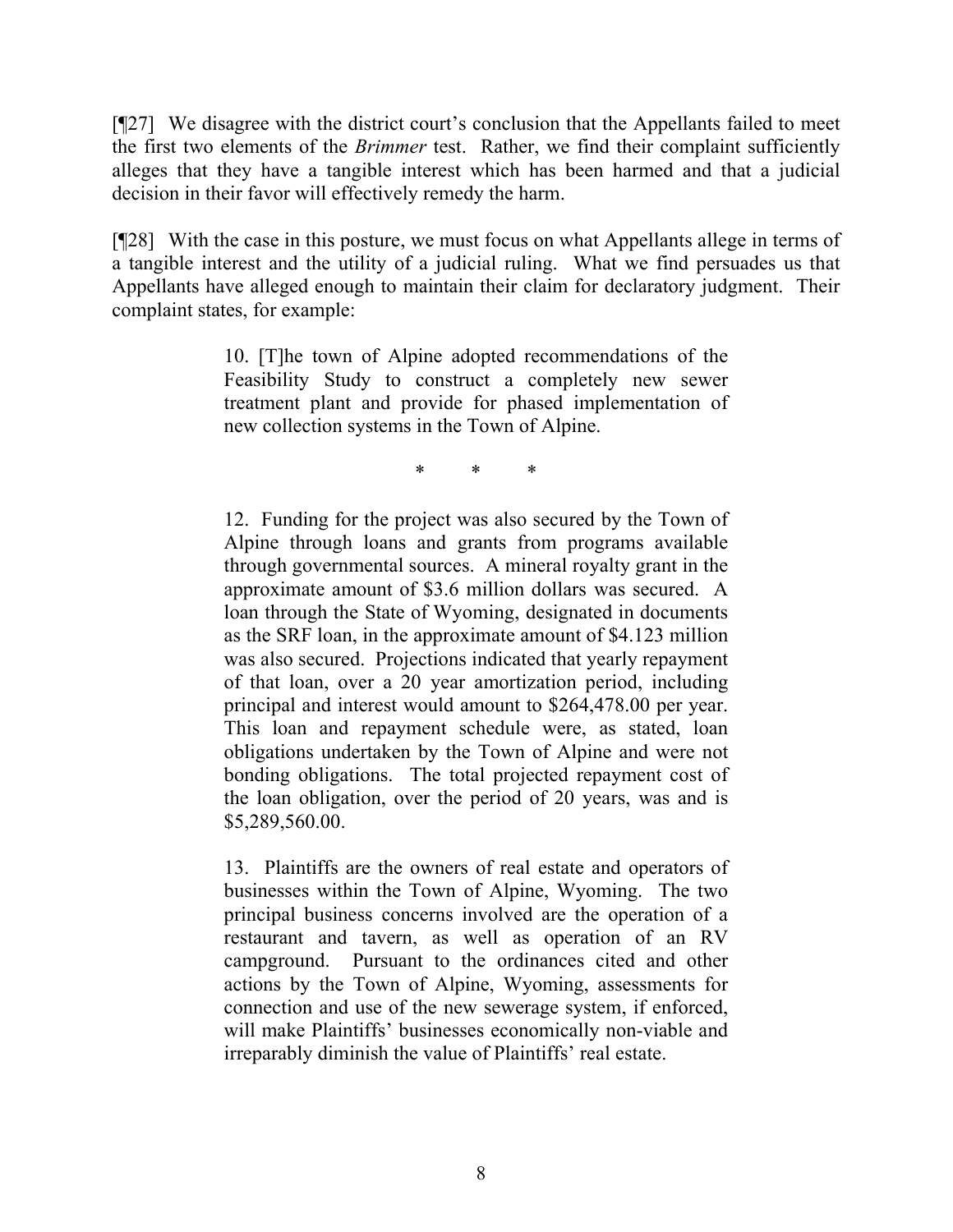[¶27] We disagree with the district court's conclusion that the Appellants failed to meet the first two elements of the *Brimmer* test. Rather, we find their complaint sufficiently alleges that they have a tangible interest which has been harmed and that a judicial decision in their favor will effectively remedy the harm.

[¶28] With the case in this posture, we must focus on what Appellants allege in terms of a tangible interest and the utility of a judicial ruling. What we find persuades us that Appellants have alleged enough to maintain their claim for declaratory judgment. Their complaint states, for example:

> 10. [T]he town of Alpine adopted recommendations of the Feasibility Study to construct a completely new sewer treatment plant and provide for phased implementation of new collection systems in the Town of Alpine.
>
> \* \* \*
>
> 12. Funding for the project was also secured by the Town of Alpine through loans and grants from programs available through governmental sources. A mineral royalty grant in the approximate amount of $3.6 million dollars was secured. A loan through the State of Wyoming, designated in documents as the SRF loan, in the approximate amount of $4.123 million was also secured. Projections indicated that yearly repayment of that loan, over a 20 year amortization period, including principal and interest would amount to $264,478.00 per year. This loan and repayment schedule were, as stated, loan obligations undertaken by the Town of Alpine and were not bonding obligations. The total projected repayment cost of the loan obligation, over the period of 20 years, was and is $5,289,560.00.
>
> 13. Plaintiffs are the owners of real estate and operators of businesses within the Town of Alpine, Wyoming. The two principal business concerns involved are the operation of a restaurant and tavern, as well as operation of an RV campground. Pursuant to the ordinances cited and other actions by the Town of Alpine, Wyoming, assessments for connection and use of the new sewerage system, if enforced, will make Plaintiffs' businesses economically non-viable and irreparably diminish the value of Plaintiffs' real estate.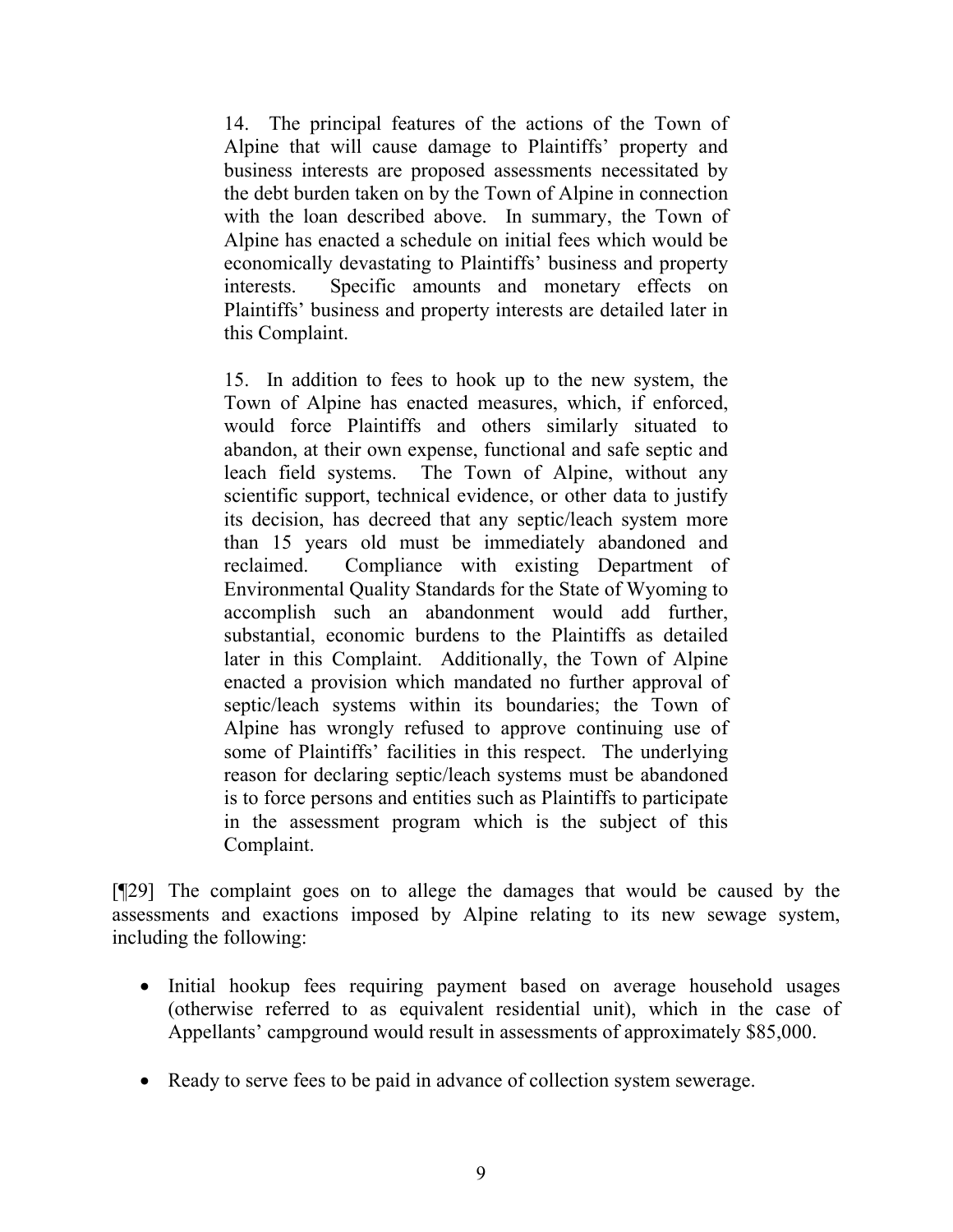> 14. The principal features of the actions of the Town of Alpine that will cause damage to Plaintiffs' property and business interests are proposed assessments necessitated by the debt burden taken on by the Town of Alpine in connection with the loan described above. In summary, the Town of Alpine has enacted a schedule on initial fees which would be economically devastating to Plaintiffs' business and property interests. Specific amounts and monetary effects on Plaintiffs' business and property interests are detailed later in this Complaint.
>
> 15. In addition to fees to hook up to the new system, the Town of Alpine has enacted measures, which, if enforced, would force Plaintiffs and others similarly situated to abandon, at their own expense, functional and safe septic and leach field systems. The Town of Alpine, without any scientific support, technical evidence, or other data to justify its decision, has decreed that any septic/leach system more than 15 years old must be immediately abandoned and reclaimed. Compliance with existing Department of Environmental Quality Standards for the State of Wyoming to accomplish such an abandonment would add further, substantial, economic burdens to the Plaintiffs as detailed later in this Complaint. Additionally, the Town of Alpine enacted a provision which mandated no further approval of septic/leach systems within its boundaries; the Town of Alpine has wrongly refused to approve continuing use of some of Plaintiffs' facilities in this respect. The underlying reason for declaring septic/leach systems must be abandoned is to force persons and entities such as Plaintiffs to participate in the assessment program which is the subject of this Complaint.

[¶29] The complaint goes on to allege the damages that would be caused by the assessments and exactions imposed by Alpine relating to its new sewage system, including the following:

- Initial hookup fees requiring payment based on average household usages (otherwise referred to as equivalent residential unit), which in the case of Appellants' campground would result in assessments of approximately $85,000.
- Ready to serve fees to be paid in advance of collection system sewerage.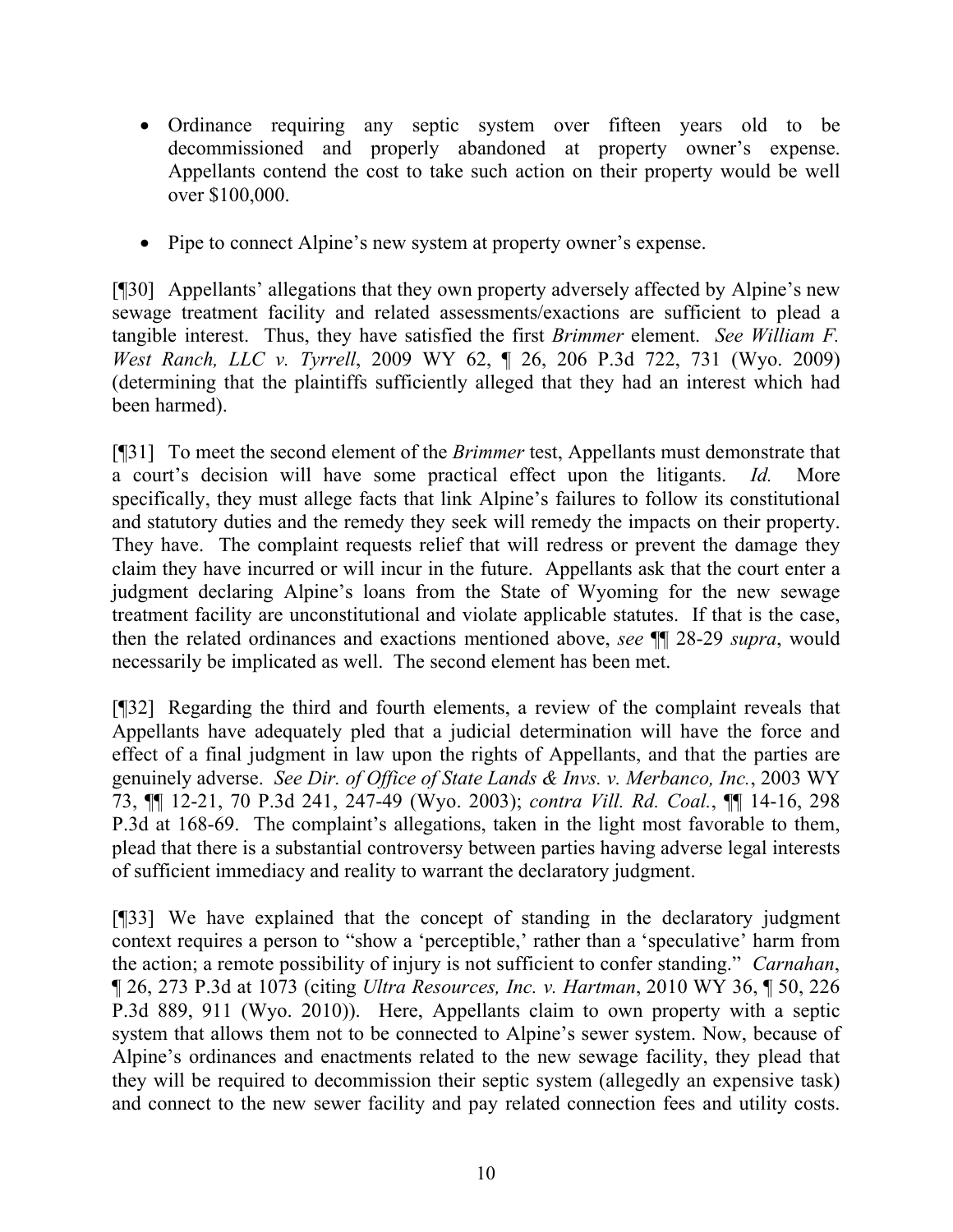- Ordinance requiring any septic system over fifteen years old to be decommissioned and properly abandoned at property owner's expense. Appellants contend the cost to take such action on their property would be well over $100,000.

- Pipe to connect Alpine's new system at property owner's expense.

[¶30] Appellants' allegations that they own property adversely affected by Alpine's new sewage treatment facility and related assessments/exactions are sufficient to plead a tangible interest. Thus, they have satisfied the first *Brimmer* element. *See William F. West Ranch, LLC v. Tyrrell*, 2009 WY 62, ¶ 26, 206 P.3d 722, 731 (Wyo. 2009) (determining that the plaintiffs sufficiently alleged that they had an interest which had been harmed).

[¶31] To meet the second element of the *Brimmer* test, Appellants must demonstrate that a court's decision will have some practical effect upon the litigants. *Id.* More specifically, they must allege facts that link Alpine's failures to follow its constitutional and statutory duties and the remedy they seek will remedy the impacts on their property. They have. The complaint requests relief that will redress or prevent the damage they claim they have incurred or will incur in the future. Appellants ask that the court enter a judgment declaring Alpine's loans from the State of Wyoming for the new sewage treatment facility are unconstitutional and violate applicable statutes. If that is the case, then the related ordinances and exactions mentioned above, *see* ¶¶ 28-29 *supra*, would necessarily be implicated as well. The second element has been met.

[¶32] Regarding the third and fourth elements, a review of the complaint reveals that Appellants have adequately pled that a judicial determination will have the force and effect of a final judgment in law upon the rights of Appellants, and that the parties are genuinely adverse. *See Dir. of Office of State Lands & Invs. v. Merbanco, Inc.*, 2003 WY 73, ¶¶ 12-21, 70 P.3d 241, 247-49 (Wyo. 2003); *contra Vill. Rd. Coal.*, ¶¶ 14-16, 298 P.3d at 168-69. The complaint's allegations, taken in the light most favorable to them, plead that there is a substantial controversy between parties having adverse legal interests of sufficient immediacy and reality to warrant the declaratory judgment.

[¶33] We have explained that the concept of standing in the declaratory judgment context requires a person to "show a 'perceptible,' rather than a 'speculative' harm from the action; a remote possibility of injury is not sufficient to confer standing." *Carnahan*, ¶ 26, 273 P.3d at 1073 (citing *Ultra Resources, Inc. v. Hartman*, 2010 WY 36, ¶ 50, 226 P.3d 889, 911 (Wyo. 2010)). Here, Appellants claim to own property with a septic system that allows them not to be connected to Alpine's sewer system. Now, because of Alpine's ordinances and enactments related to the new sewage facility, they plead that they will be required to decommission their septic system (allegedly an expensive task) and connect to the new sewer facility and pay related connection fees and utility costs.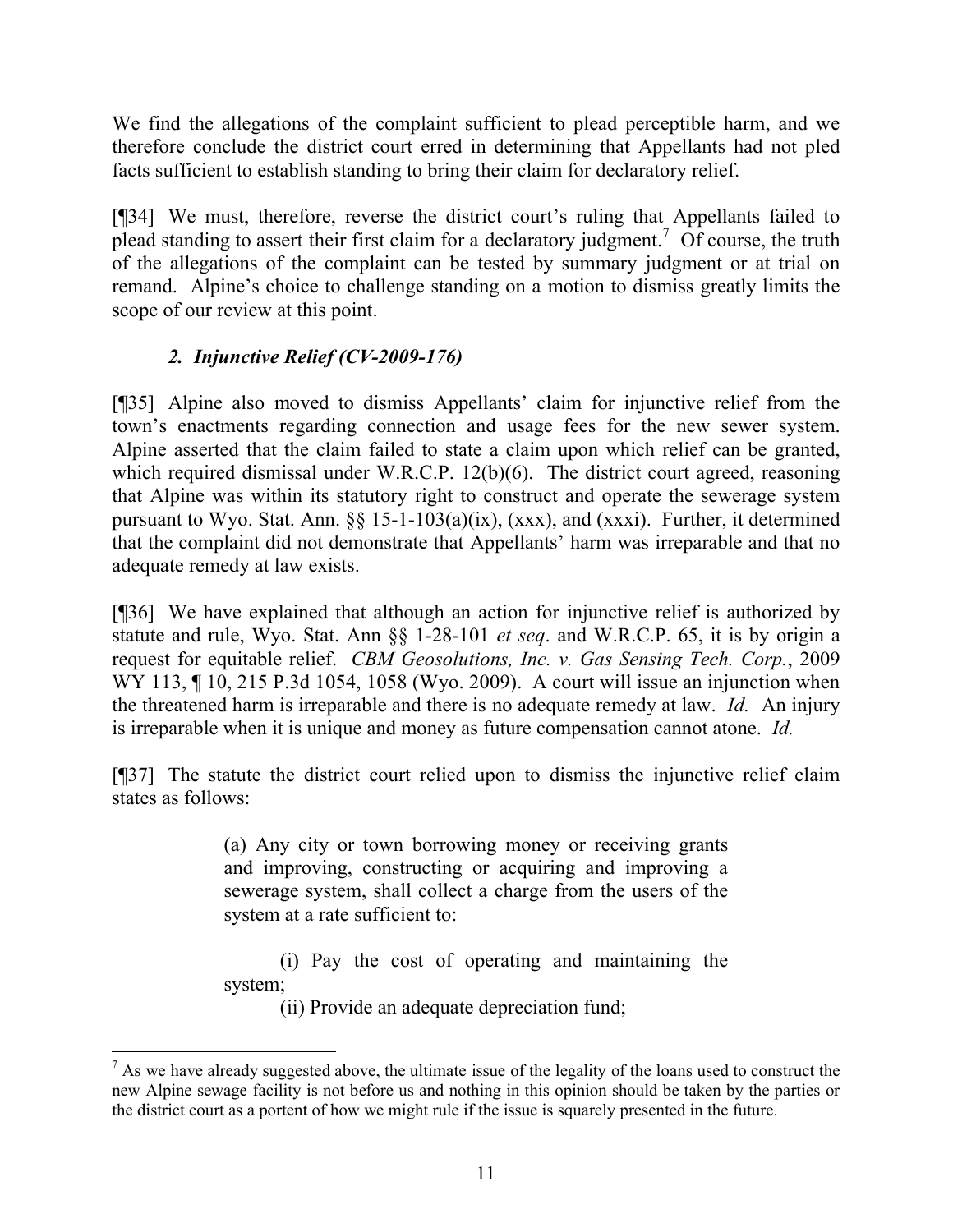We find the allegations of the complaint sufficient to plead perceptible harm, and we therefore conclude the district court erred in determining that Appellants had not pled facts sufficient to establish standing to bring their claim for declaratory relief.

[¶34] We must, therefore, reverse the district court's ruling that Appellants failed to plead standing to assert their first claim for a declaratory judgment.[7] Of course, the truth of the allegations of the complaint can be tested by summary judgment or at trial on remand. Alpine's choice to challenge standing on a motion to dismiss greatly limits the scope of our review at this point.

### *2. Injunctive Relief (CV-2009-176)*

[¶35] Alpine also moved to dismiss Appellants' claim for injunctive relief from the town's enactments regarding connection and usage fees for the new sewer system. Alpine asserted that the claim failed to state a claim upon which relief can be granted, which required dismissal under W.R.C.P. 12(b)(6). The district court agreed, reasoning that Alpine was within its statutory right to construct and operate the sewerage system pursuant to Wyo. Stat. Ann. §§ 15-1-103(a)(ix), (xxx), and (xxxi). Further, it determined that the complaint did not demonstrate that Appellants' harm was irreparable and that no adequate remedy at law exists.

[¶36] We have explained that although an action for injunctive relief is authorized by statute and rule, Wyo. Stat. Ann §§ 1-28-101 *et seq*. and W.R.C.P. 65, it is by origin a request for equitable relief. *CBM Geosolutions, Inc. v. Gas Sensing Tech. Corp.*, 2009 WY 113, ¶ 10, 215 P.3d 1054, 1058 (Wyo. 2009). A court will issue an injunction when the threatened harm is irreparable and there is no adequate remedy at law. *Id.* An injury is irreparable when it is unique and money as future compensation cannot atone. *Id.*

[¶37] The statute the district court relied upon to dismiss the injunctive relief claim states as follows:

> (a) Any city or town borrowing money or receiving grants and improving, constructing or acquiring and improving a sewerage system, shall collect a charge from the users of the system at a rate sufficient to:
>
> (i) Pay the cost of operating and maintaining the system;
>
> (ii) Provide an adequate depreciation fund;

[7] As we have already suggested above, the ultimate issue of the legality of the loans used to construct the new Alpine sewage facility is not before us and nothing in this opinion should be taken by the parties or the district court as a portent of how we might rule if the issue is squarely presented in the future.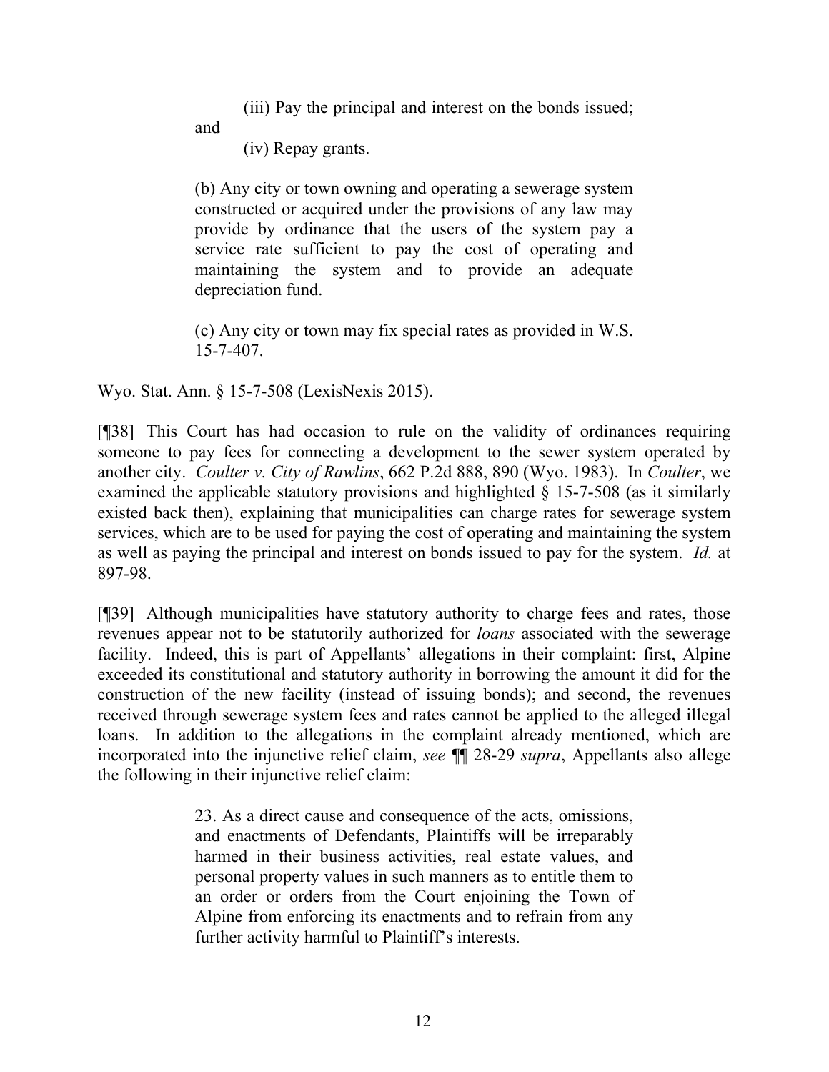(iii) Pay the principal and interest on the bonds issued; and

(iv) Repay grants.

> (b) Any city or town owning and operating a sewerage system constructed or acquired under the provisions of any law may provide by ordinance that the users of the system pay a service rate sufficient to pay the cost of operating and maintaining the system and to provide an adequate depreciation fund.
>
> (c) Any city or town may fix special rates as provided in W.S. 15-7-407.

Wyo. Stat. Ann. § 15-7-508 (LexisNexis 2015).

[¶38] This Court has had occasion to rule on the validity of ordinances requiring someone to pay fees for connecting a development to the sewer system operated by another city. *Coulter v. City of Rawlins*, 662 P.2d 888, 890 (Wyo. 1983). In *Coulter*, we examined the applicable statutory provisions and highlighted § 15-7-508 (as it similarly existed back then), explaining that municipalities can charge rates for sewerage system services, which are to be used for paying the cost of operating and maintaining the system as well as paying the principal and interest on bonds issued to pay for the system. *Id.* at 897-98.

[¶39] Although municipalities have statutory authority to charge fees and rates, those revenues appear not to be statutorily authorized for *loans* associated with the sewerage facility. Indeed, this is part of Appellants' allegations in their complaint: first, Alpine exceeded its constitutional and statutory authority in borrowing the amount it did for the construction of the new facility (instead of issuing bonds); and second, the revenues received through sewerage system fees and rates cannot be applied to the alleged illegal loans. In addition to the allegations in the complaint already mentioned, which are incorporated into the injunctive relief claim, *see* ¶¶ 28-29 *supra*, Appellants also allege the following in their injunctive relief claim:

> 23. As a direct cause and consequence of the acts, omissions, and enactments of Defendants, Plaintiffs will be irreparably harmed in their business activities, real estate values, and personal property values in such manners as to entitle them to an order or orders from the Court enjoining the Town of Alpine from enforcing its enactments and to refrain from any further activity harmful to Plaintiff's interests.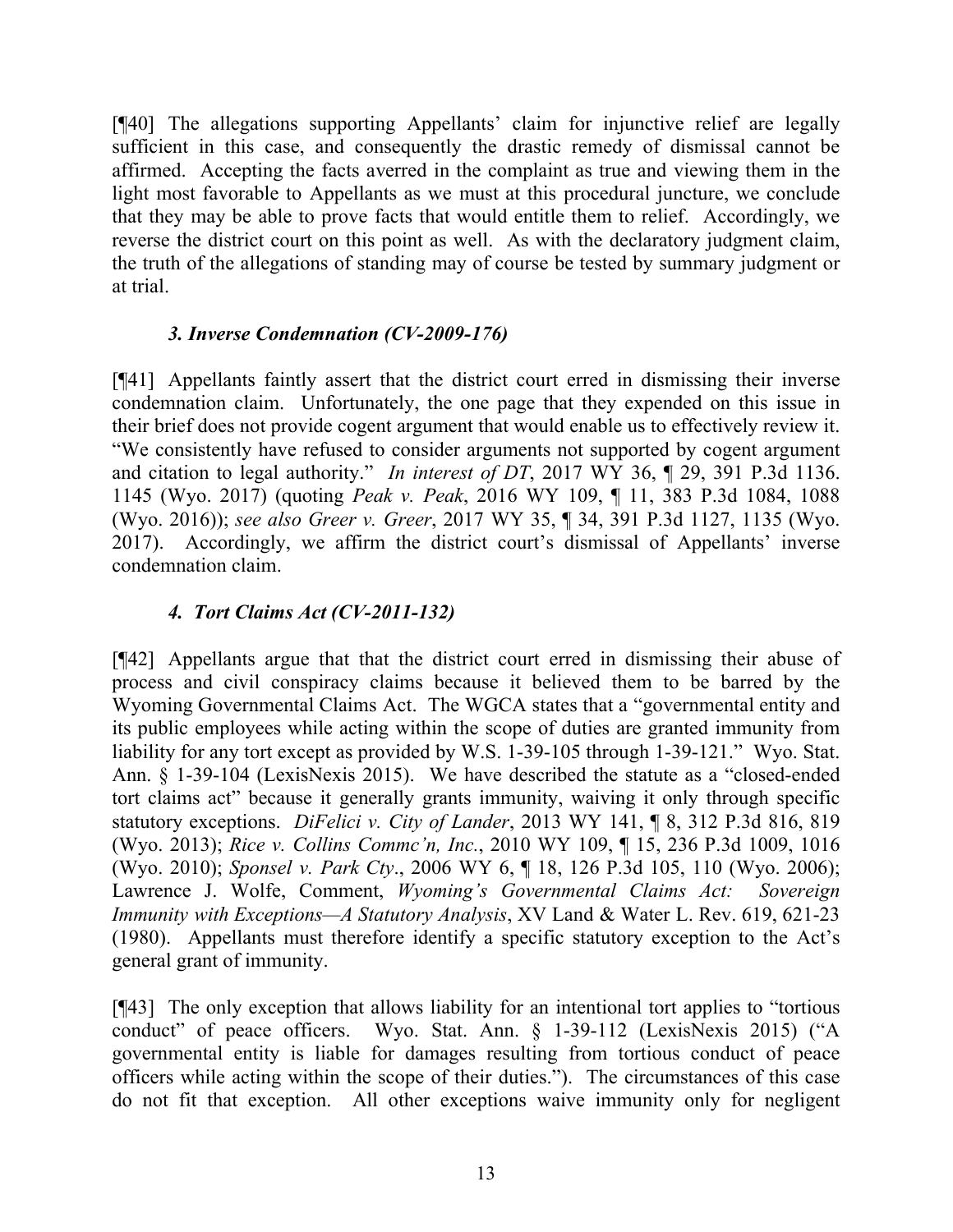[¶40] The allegations supporting Appellants' claim for injunctive relief are legally sufficient in this case, and consequently the drastic remedy of dismissal cannot be affirmed. Accepting the facts averred in the complaint as true and viewing them in the light most favorable to Appellants as we must at this procedural juncture, we conclude that they may be able to prove facts that would entitle them to relief. Accordingly, we reverse the district court on this point as well. As with the declaratory judgment claim, the truth of the allegations of standing may of course be tested by summary judgment or at trial.

### *3. Inverse Condemnation (CV-2009-176)*

[¶41] Appellants faintly assert that the district court erred in dismissing their inverse condemnation claim. Unfortunately, the one page that they expended on this issue in their brief does not provide cogent argument that would enable us to effectively review it. "We consistently have refused to consider arguments not supported by cogent argument and citation to legal authority." *In interest of DT*, 2017 WY 36, ¶ 29, 391 P.3d 1136. 1145 (Wyo. 2017) (quoting *Peak v. Peak*, 2016 WY 109, ¶ 11, 383 P.3d 1084, 1088 (Wyo. 2016)); *see also Greer v. Greer*, 2017 WY 35, ¶ 34, 391 P.3d 1127, 1135 (Wyo. 2017). Accordingly, we affirm the district court's dismissal of Appellants' inverse condemnation claim.

### *4. Tort Claims Act (CV-2011-132)*

[¶42] Appellants argue that that the district court erred in dismissing their abuse of process and civil conspiracy claims because it believed them to be barred by the Wyoming Governmental Claims Act. The WGCA states that a "governmental entity and its public employees while acting within the scope of duties are granted immunity from liability for any tort except as provided by W.S. 1-39-105 through 1-39-121." Wyo. Stat. Ann. § 1-39-104 (LexisNexis 2015). We have described the statute as a "closed-ended tort claims act" because it generally grants immunity, waiving it only through specific statutory exceptions. *DiFelici v. City of Lander*, 2013 WY 141, ¶ 8, 312 P.3d 816, 819 (Wyo. 2013); *Rice v. Collins Commc'n, Inc.*, 2010 WY 109, ¶ 15, 236 P.3d 1009, 1016 (Wyo. 2010); *Sponsel v. Park Cty*., 2006 WY 6, ¶ 18, 126 P.3d 105, 110 (Wyo. 2006); Lawrence J. Wolfe, Comment, *Wyoming's Governmental Claims Act: Sovereign Immunity with Exceptions—A Statutory Analysis*, XV Land & Water L. Rev. 619, 621-23 (1980). Appellants must therefore identify a specific statutory exception to the Act's general grant of immunity.

[¶43] The only exception that allows liability for an intentional tort applies to "tortious conduct" of peace officers. Wyo. Stat. Ann. § 1-39-112 (LexisNexis 2015) ("A governmental entity is liable for damages resulting from tortious conduct of peace officers while acting within the scope of their duties."). The circumstances of this case do not fit that exception. All other exceptions waive immunity only for negligent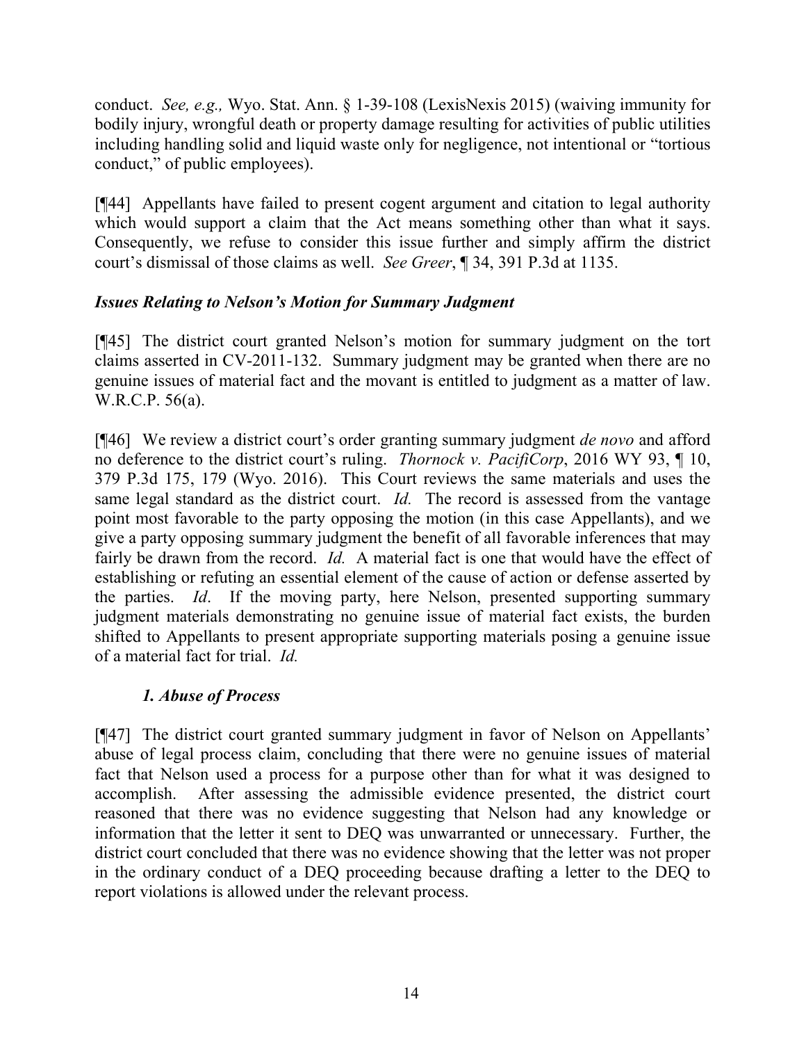conduct. *See, e.g.,* Wyo. Stat. Ann. § 1-39-108 (LexisNexis 2015) (waiving immunity for bodily injury, wrongful death or property damage resulting for activities of public utilities including handling solid and liquid waste only for negligence, not intentional or "tortious conduct," of public employees).

[¶44] Appellants have failed to present cogent argument and citation to legal authority which would support a claim that the Act means something other than what it says. Consequently, we refuse to consider this issue further and simply affirm the district court's dismissal of those claims as well. *See Greer*, ¶ 34, 391 P.3d at 1135.

### *Issues Relating to Nelson's Motion for Summary Judgment*

[¶45] The district court granted Nelson's motion for summary judgment on the tort claims asserted in CV-2011-132. Summary judgment may be granted when there are no genuine issues of material fact and the movant is entitled to judgment as a matter of law. W.R.C.P. 56(a).

[¶46] We review a district court's order granting summary judgment *de novo* and afford no deference to the district court's ruling. *Thornock v. PacifiCorp*, 2016 WY 93, ¶ 10, 379 P.3d 175, 179 (Wyo. 2016). This Court reviews the same materials and uses the same legal standard as the district court. *Id.* The record is assessed from the vantage point most favorable to the party opposing the motion (in this case Appellants), and we give a party opposing summary judgment the benefit of all favorable inferences that may fairly be drawn from the record. *Id.* A material fact is one that would have the effect of establishing or refuting an essential element of the cause of action or defense asserted by the parties. *Id*. If the moving party, here Nelson, presented supporting summary judgment materials demonstrating no genuine issue of material fact exists, the burden shifted to Appellants to present appropriate supporting materials posing a genuine issue of a material fact for trial. *Id.*

#### *1. Abuse of Process*

[¶47] The district court granted summary judgment in favor of Nelson on Appellants' abuse of legal process claim, concluding that there were no genuine issues of material fact that Nelson used a process for a purpose other than for what it was designed to accomplish. After assessing the admissible evidence presented, the district court reasoned that there was no evidence suggesting that Nelson had any knowledge or information that the letter it sent to DEQ was unwarranted or unnecessary. Further, the district court concluded that there was no evidence showing that the letter was not proper in the ordinary conduct of a DEQ proceeding because drafting a letter to the DEQ to report violations is allowed under the relevant process.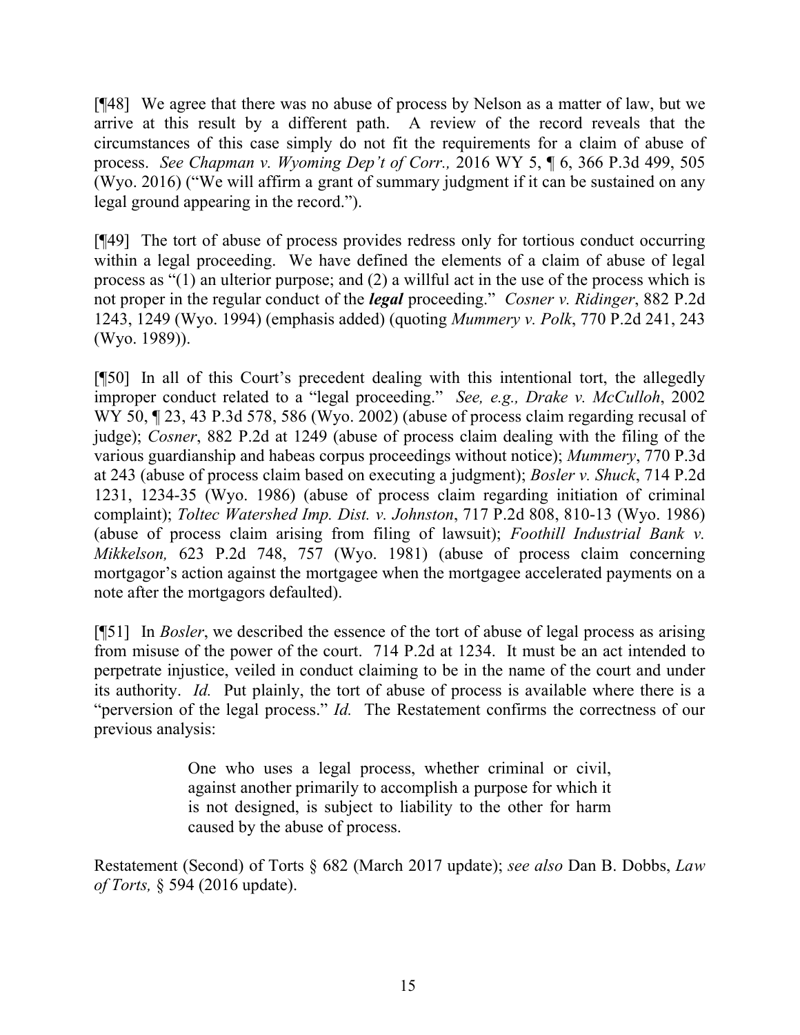[¶48] We agree that there was no abuse of process by Nelson as a matter of law, but we arrive at this result by a different path. A review of the record reveals that the circumstances of this case simply do not fit the requirements for a claim of abuse of process. *See Chapman v. Wyoming Dep't of Corr.,* 2016 WY 5, ¶ 6, 366 P.3d 499, 505 (Wyo. 2016) ("We will affirm a grant of summary judgment if it can be sustained on any legal ground appearing in the record.").

[¶49] The tort of abuse of process provides redress only for tortious conduct occurring within a legal proceeding. We have defined the elements of a claim of abuse of legal process as "(1) an ulterior purpose; and (2) a willful act in the use of the process which is not proper in the regular conduct of the ***legal*** proceeding." *Cosner v. Ridinger*, 882 P.2d 1243, 1249 (Wyo. 1994) (emphasis added) (quoting *Mummery v. Polk*, 770 P.2d 241, 243 (Wyo. 1989)).

[¶50] In all of this Court's precedent dealing with this intentional tort, the allegedly improper conduct related to a "legal proceeding." *See, e.g., Drake v. McCulloh*, 2002 WY 50, ¶ 23, 43 P.3d 578, 586 (Wyo. 2002) (abuse of process claim regarding recusal of judge); *Cosner*, 882 P.2d at 1249 (abuse of process claim dealing with the filing of the various guardianship and habeas corpus proceedings without notice); *Mummery*, 770 P.3d at 243 (abuse of process claim based on executing a judgment); *Bosler v. Shuck*, 714 P.2d 1231, 1234-35 (Wyo. 1986) (abuse of process claim regarding initiation of criminal complaint); *Toltec Watershed Imp. Dist. v. Johnston*, 717 P.2d 808, 810-13 (Wyo. 1986) (abuse of process claim arising from filing of lawsuit); *Foothill Industrial Bank v. Mikkelson,* 623 P.2d 748, 757 (Wyo. 1981) (abuse of process claim concerning mortgagor's action against the mortgagee when the mortgagee accelerated payments on a note after the mortgagors defaulted).

[¶51] In *Bosler*, we described the essence of the tort of abuse of legal process as arising from misuse of the power of the court. 714 P.2d at 1234. It must be an act intended to perpetrate injustice, veiled in conduct claiming to be in the name of the court and under its authority. *Id.* Put plainly, the tort of abuse of process is available where there is a "perversion of the legal process." *Id.* The Restatement confirms the correctness of our previous analysis:

> One who uses a legal process, whether criminal or civil, against another primarily to accomplish a purpose for which it is not designed, is subject to liability to the other for harm caused by the abuse of process.

Restatement (Second) of Torts § 682 (March 2017 update); *see also* Dan B. Dobbs, *Law of Torts,* § 594 (2016 update).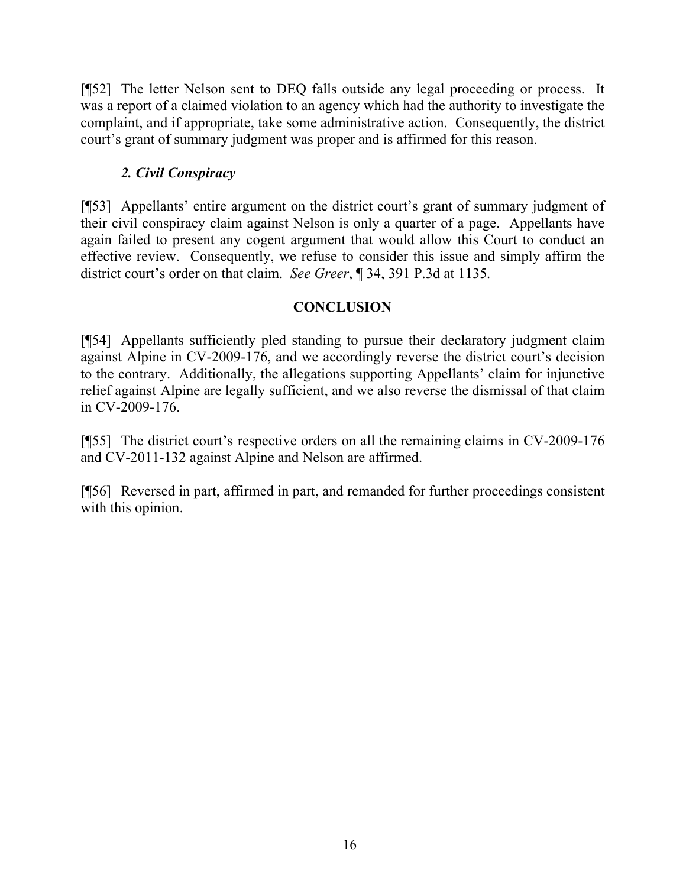[¶52] The letter Nelson sent to DEQ falls outside any legal proceeding or process. It was a report of a claimed violation to an agency which had the authority to investigate the complaint, and if appropriate, take some administrative action. Consequently, the district court's grant of summary judgment was proper and is affirmed for this reason.

### *2. Civil Conspiracy*

[¶53] Appellants' entire argument on the district court's grant of summary judgment of their civil conspiracy claim against Nelson is only a quarter of a page. Appellants have again failed to present any cogent argument that would allow this Court to conduct an effective review. Consequently, we refuse to consider this issue and simply affirm the district court's order on that claim. *See Greer*, ¶ 34, 391 P.3d at 1135.

## CONCLUSION

[¶54] Appellants sufficiently pled standing to pursue their declaratory judgment claim against Alpine in CV-2009-176, and we accordingly reverse the district court's decision to the contrary. Additionally, the allegations supporting Appellants' claim for injunctive relief against Alpine are legally sufficient, and we also reverse the dismissal of that claim in CV-2009-176.

[¶55] The district court's respective orders on all the remaining claims in CV-2009-176 and CV-2011-132 against Alpine and Nelson are affirmed.

[¶56] Reversed in part, affirmed in part, and remanded for further proceedings consistent with this opinion.